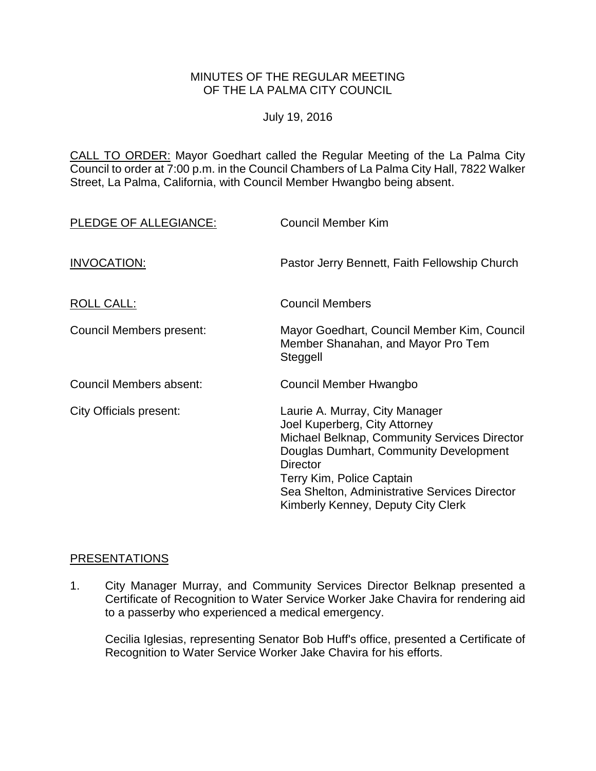# MINUTES OF THE REGULAR MEETING OF THE LA PALMA CITY COUNCIL

July 19, 2016

CALL TO ORDER: Mayor Goedhart called the Regular Meeting of the La Palma City Council to order at 7:00 p.m. in the Council Chambers of La Palma City Hall, 7822 Walker Street, La Palma, California, with Council Member Hwangbo being absent.

| | |
|---|---|
| PLEDGE OF ALLEGIANCE: | Council Member Kim |
| INVOCATION: | Pastor Jerry Bennett, Faith Fellowship Church |
| ROLL CALL: | Council Members |
| Council Members present: | Mayor Goedhart, Council Member Kim, Council Member Shanahan, and Mayor Pro Tem Steggell |
| Council Members absent: | Council Member Hwangbo |
| City Officials present: | Laurie A. Murray, City Manager<br>Joel Kuperberg, City Attorney<br>Michael Belknap, Community Services Director<br>Douglas Dumhart, Community Development Director<br>Terry Kim, Police Captain<br>Sea Shelton, Administrative Services Director<br>Kimberly Kenney, Deputy City Clerk |

## PRESENTATIONS

1. City Manager Murray, and Community Services Director Belknap presented a Certificate of Recognition to Water Service Worker Jake Chavira for rendering aid to a passerby who experienced a medical emergency.

   Cecilia Iglesias, representing Senator Bob Huff's office, presented a Certificate of Recognition to Water Service Worker Jake Chavira for his efforts.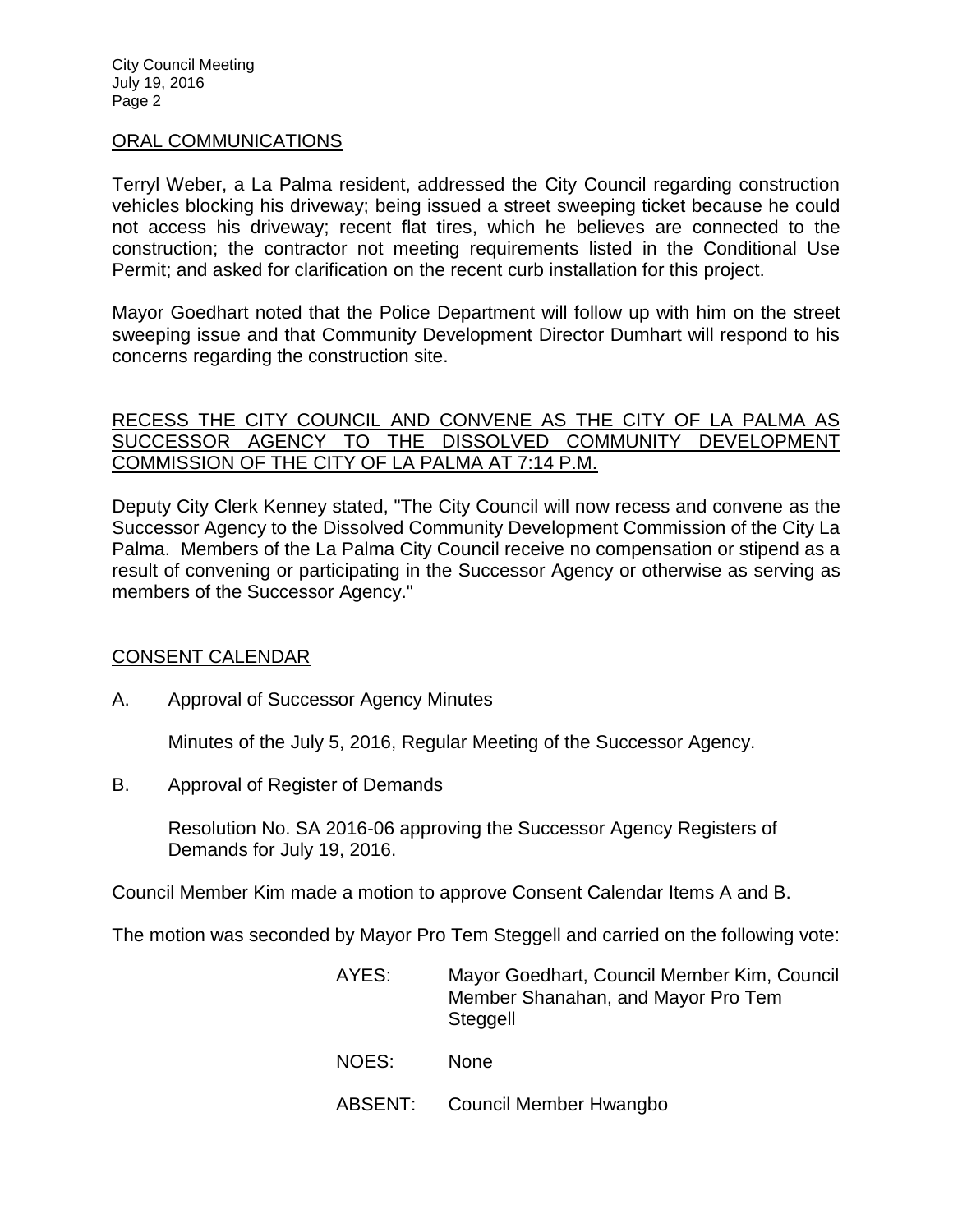## ORAL COMMUNICATIONS

Terryl Weber, a La Palma resident, addressed the City Council regarding construction vehicles blocking his driveway; being issued a street sweeping ticket because he could not access his driveway; recent flat tires, which he believes are connected to the construction; the contractor not meeting requirements listed in the Conditional Use Permit; and asked for clarification on the recent curb installation for this project.

Mayor Goedhart noted that the Police Department will follow up with him on the street sweeping issue and that Community Development Director Dumhart will respond to his concerns regarding the construction site.

## RECESS THE CITY COUNCIL AND CONVENE AS THE CITY OF LA PALMA AS SUCCESSOR AGENCY TO THE DISSOLVED COMMUNITY DEVELOPMENT COMMISSION OF THE CITY OF LA PALMA AT 7:14 P.M.

Deputy City Clerk Kenney stated, "The City Council will now recess and convene as the Successor Agency to the Dissolved Community Development Commission of the City La Palma. Members of the La Palma City Council receive no compensation or stipend as a result of convening or participating in the Successor Agency or otherwise as serving as members of the Successor Agency."

## CONSENT CALENDAR

A. Approval of Successor Agency Minutes

   Minutes of the July 5, 2016, Regular Meeting of the Successor Agency.

B. Approval of Register of Demands

   Resolution No. SA 2016-06 approving the Successor Agency Registers of Demands for July 19, 2016.

Council Member Kim made a motion to approve Consent Calendar Items A and B.

The motion was seconded by Mayor Pro Tem Steggell and carried on the following vote:

| | |
|---|---|
| AYES: | Mayor Goedhart, Council Member Kim, Council Member Shanahan, and Mayor Pro Tem Steggell |
| NOES: | None |
| ABSENT: | Council Member Hwangbo |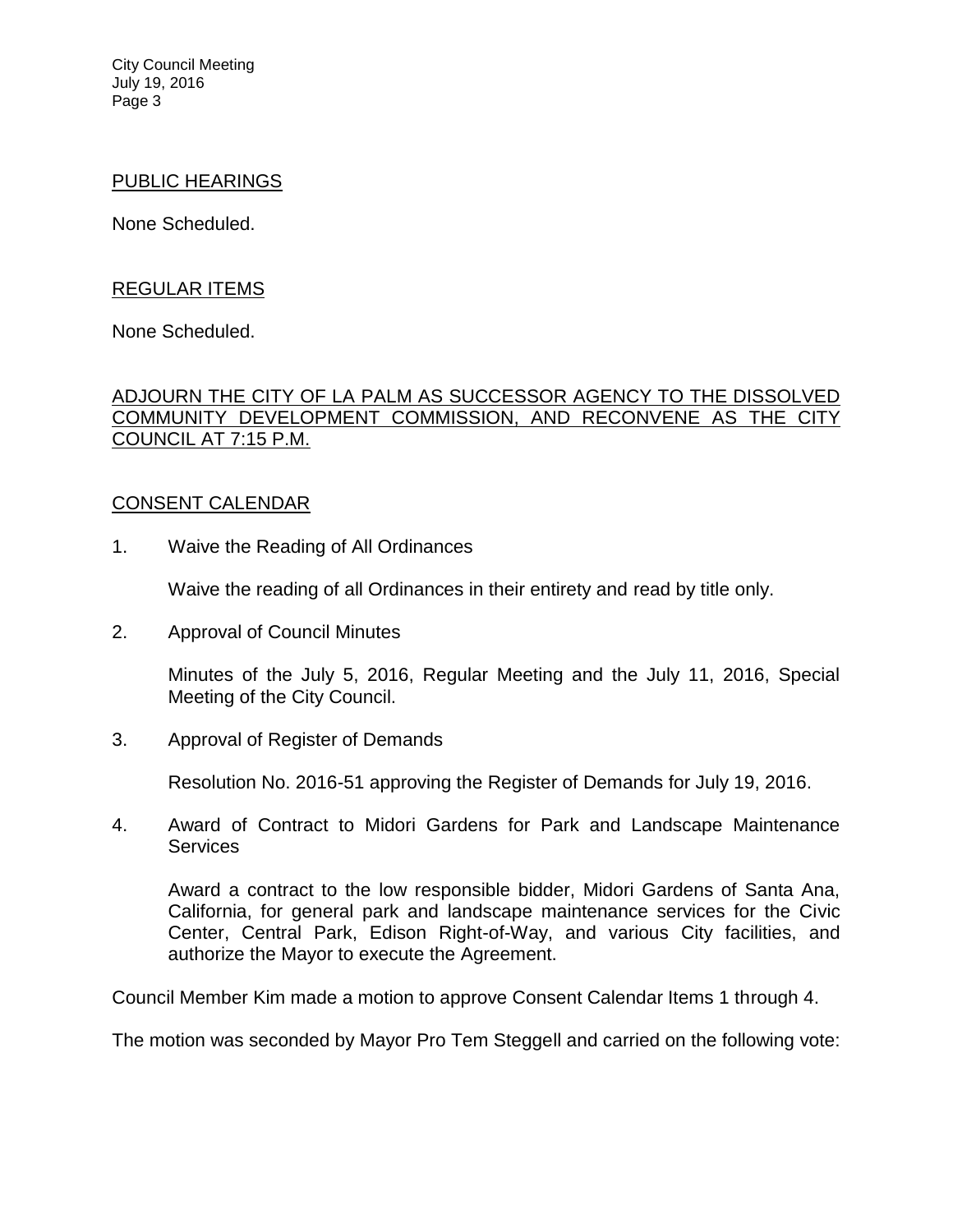## PUBLIC HEARINGS

None Scheduled.

## REGULAR ITEMS

None Scheduled.

## ADJOURN THE CITY OF LA PALM AS SUCCESSOR AGENCY TO THE DISSOLVED COMMUNITY DEVELOPMENT COMMISSION, AND RECONVENE AS THE CITY COUNCIL AT 7:15 P.M.

## CONSENT CALENDAR

1. Waive the Reading of All Ordinances

   Waive the reading of all Ordinances in their entirety and read by title only.

2. Approval of Council Minutes

   Minutes of the July 5, 2016, Regular Meeting and the July 11, 2016, Special Meeting of the City Council.

3. Approval of Register of Demands

   Resolution No. 2016-51 approving the Register of Demands for July 19, 2016.

4. Award of Contract to Midori Gardens for Park and Landscape Maintenance Services

   Award a contract to the low responsible bidder, Midori Gardens of Santa Ana, California, for general park and landscape maintenance services for the Civic Center, Central Park, Edison Right-of-Way, and various City facilities, and authorize the Mayor to execute the Agreement.

Council Member Kim made a motion to approve Consent Calendar Items 1 through 4.

The motion was seconded by Mayor Pro Tem Steggell and carried on the following vote: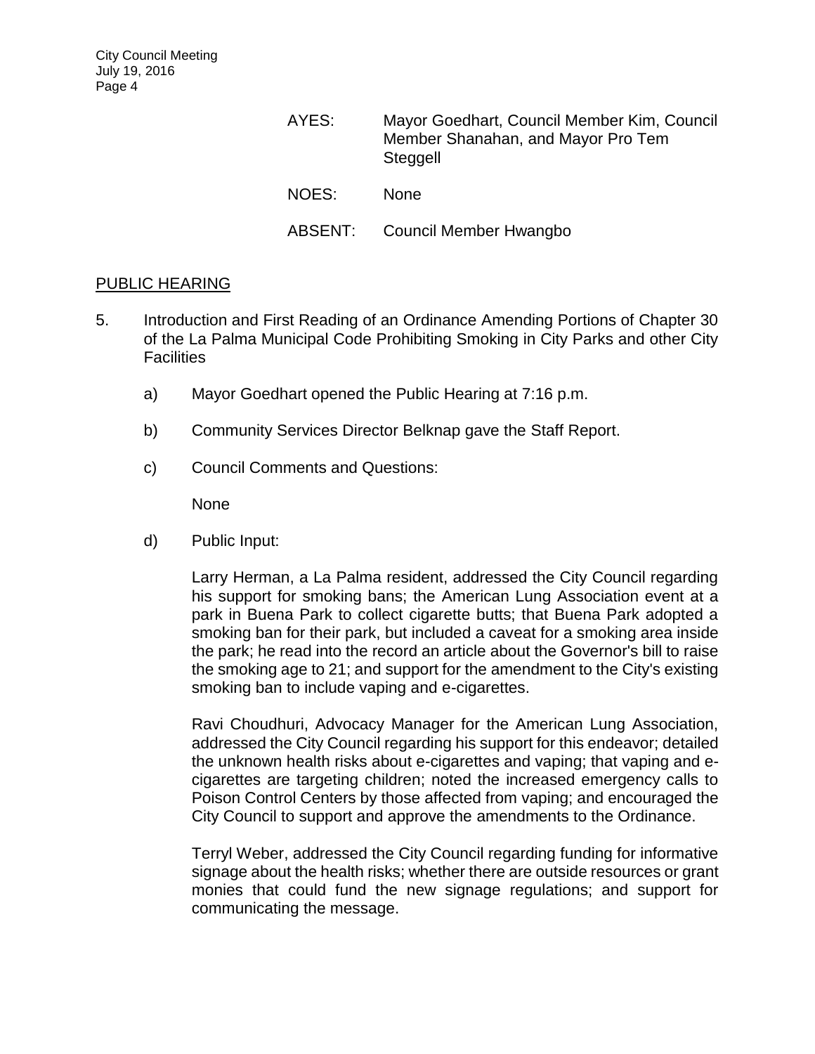AYES: Mayor Goedhart, Council Member Kim, Council Member Shanahan, and Mayor Pro Tem Steggell

NOES: None

ABSENT: Council Member Hwangbo

## PUBLIC HEARING

5. Introduction and First Reading of an Ordinance Amending Portions of Chapter 30 of the La Palma Municipal Code Prohibiting Smoking in City Parks and other City Facilities

   a) Mayor Goedhart opened the Public Hearing at 7:16 p.m.

   b) Community Services Director Belknap gave the Staff Report.

   c) Council Comments and Questions:

      None

   d) Public Input:

      Larry Herman, a La Palma resident, addressed the City Council regarding his support for smoking bans; the American Lung Association event at a park in Buena Park to collect cigarette butts; that Buena Park adopted a smoking ban for their park, but included a caveat for a smoking area inside the park; he read into the record an article about the Governor's bill to raise the smoking age to 21; and support for the amendment to the City's existing smoking ban to include vaping and e-cigarettes.

      Ravi Choudhuri, Advocacy Manager for the American Lung Association, addressed the City Council regarding his support for this endeavor; detailed the unknown health risks about e-cigarettes and vaping; that vaping and e-cigarettes are targeting children; noted the increased emergency calls to Poison Control Centers by those affected from vaping; and encouraged the City Council to support and approve the amendments to the Ordinance.

      Terryl Weber, addressed the City Council regarding funding for informative signage about the health risks; whether there are outside resources or grant monies that could fund the new signage regulations; and support for communicating the message.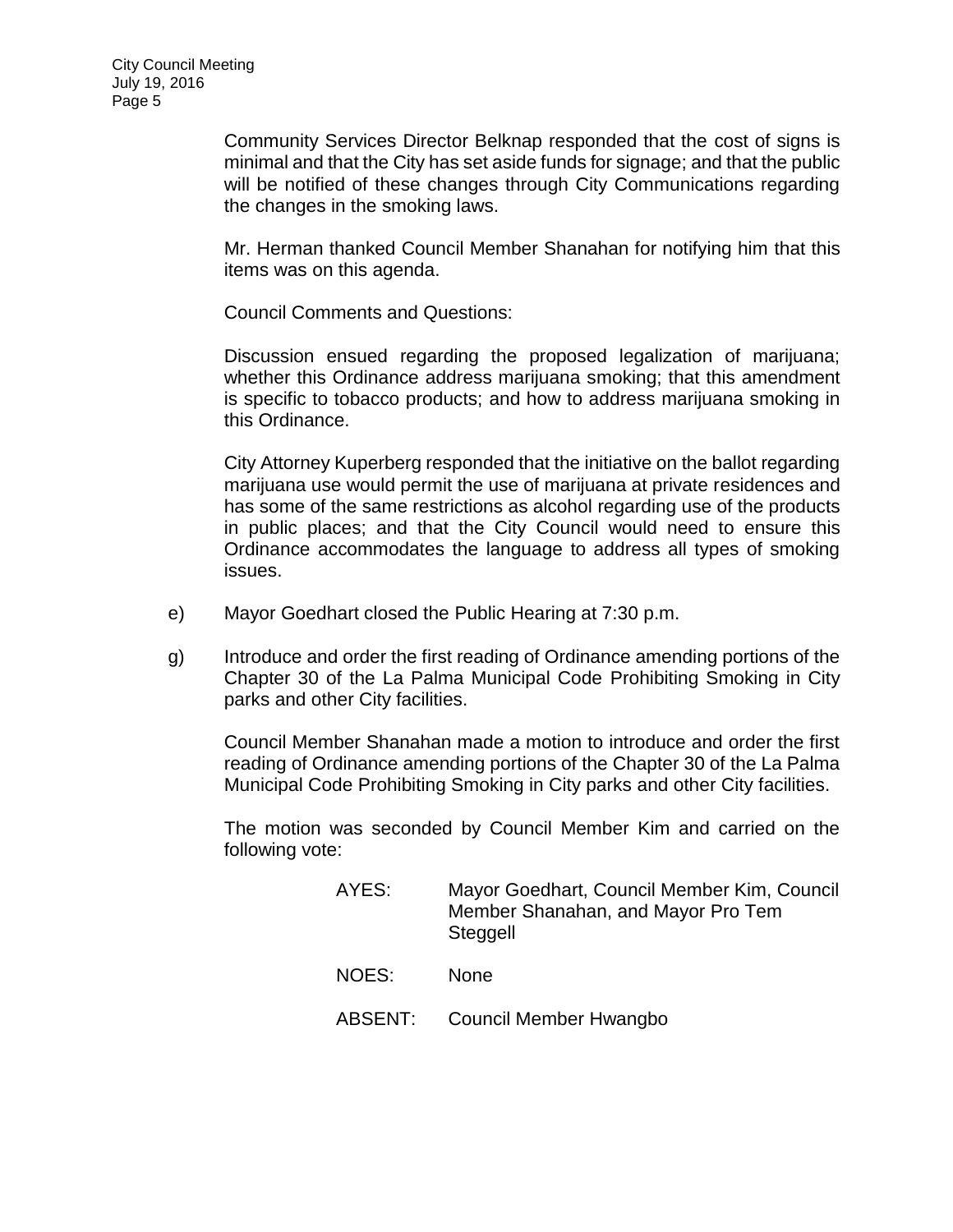Community Services Director Belknap responded that the cost of signs is minimal and that the City has set aside funds for signage; and that the public will be notified of these changes through City Communications regarding the changes in the smoking laws.

Mr. Herman thanked Council Member Shanahan for notifying him that this items was on this agenda.

Council Comments and Questions:

Discussion ensued regarding the proposed legalization of marijuana; whether this Ordinance address marijuana smoking; that this amendment is specific to tobacco products; and how to address marijuana smoking in this Ordinance.

City Attorney Kuperberg responded that the initiative on the ballot regarding marijuana use would permit the use of marijuana at private residences and has some of the same restrictions as alcohol regarding use of the products in public places; and that the City Council would need to ensure this Ordinance accommodates the language to address all types of smoking issues.

e) Mayor Goedhart closed the Public Hearing at 7:30 p.m.

g) Introduce and order the first reading of Ordinance amending portions of the Chapter 30 of the La Palma Municipal Code Prohibiting Smoking in City parks and other City facilities.

Council Member Shanahan made a motion to introduce and order the first reading of Ordinance amending portions of the Chapter 30 of the La Palma Municipal Code Prohibiting Smoking in City parks and other City facilities.

The motion was seconded by Council Member Kim and carried on the following vote:

AYES: Mayor Goedhart, Council Member Kim, Council Member Shanahan, and Mayor Pro Tem Steggell

NOES: None

ABSENT: Council Member Hwangbo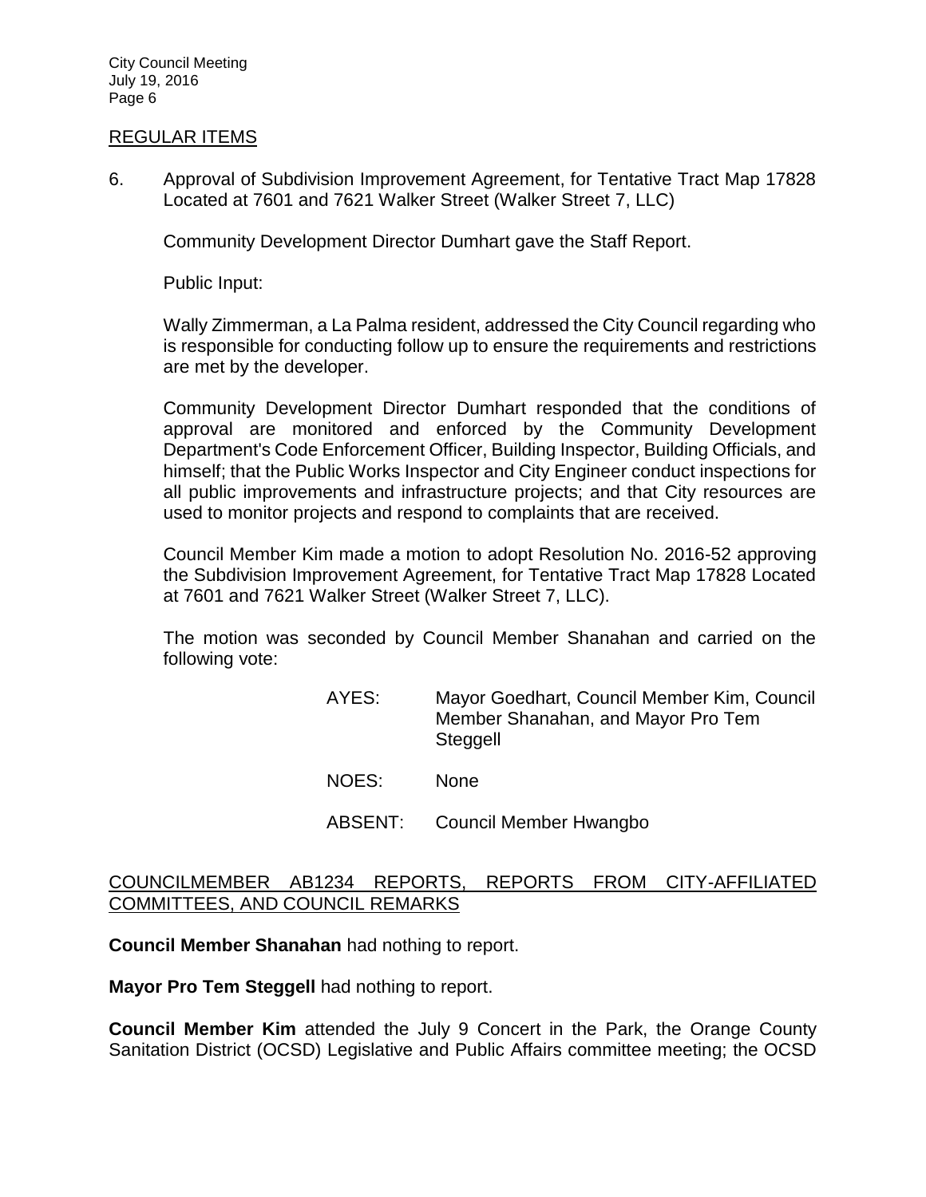## REGULAR ITEMS

6. Approval of Subdivision Improvement Agreement, for Tentative Tract Map 17828 Located at 7601 and 7621 Walker Street (Walker Street 7, LLC)

   Community Development Director Dumhart gave the Staff Report.

   Public Input:

   Wally Zimmerman, a La Palma resident, addressed the City Council regarding who is responsible for conducting follow up to ensure the requirements and restrictions are met by the developer.

   Community Development Director Dumhart responded that the conditions of approval are monitored and enforced by the Community Development Department's Code Enforcement Officer, Building Inspector, Building Officials, and himself; that the Public Works Inspector and City Engineer conduct inspections for all public improvements and infrastructure projects; and that City resources are used to monitor projects and respond to complaints that are received.

   Council Member Kim made a motion to adopt Resolution No. 2016-52 approving the Subdivision Improvement Agreement, for Tentative Tract Map 17828 Located at 7601 and 7621 Walker Street (Walker Street 7, LLC).

   The motion was seconded by Council Member Shanahan and carried on the following vote:

   AYES: Mayor Goedhart, Council Member Kim, Council Member Shanahan, and Mayor Pro Tem Steggell

   NOES: None

   ABSENT: Council Member Hwangbo

## COUNCILMEMBER AB1234 REPORTS, REPORTS FROM CITY-AFFILIATED COMMITTEES, AND COUNCIL REMARKS

**Council Member Shanahan** had nothing to report.

**Mayor Pro Tem Steggell** had nothing to report.

**Council Member Kim** attended the July 9 Concert in the Park, the Orange County Sanitation District (OCSD) Legislative and Public Affairs committee meeting; the OCSD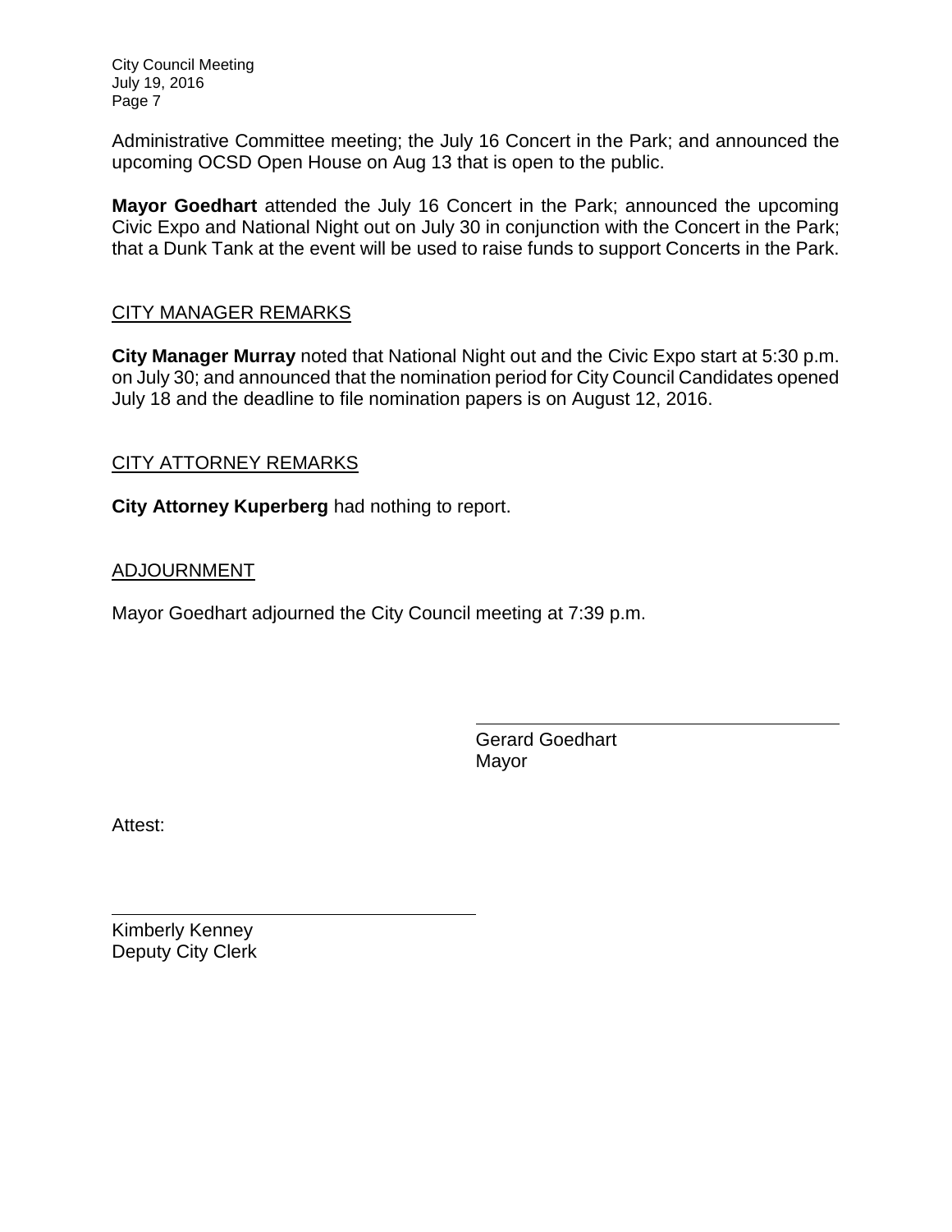Administrative Committee meeting; the July 16 Concert in the Park; and announced the upcoming OCSD Open House on Aug 13 that is open to the public.

**Mayor Goedhart** attended the July 16 Concert in the Park; announced the upcoming Civic Expo and National Night out on July 30 in conjunction with the Concert in the Park; that a Dunk Tank at the event will be used to raise funds to support Concerts in the Park.

## CITY MANAGER REMARKS

**City Manager Murray** noted that National Night out and the Civic Expo start at 5:30 p.m. on July 30; and announced that the nomination period for City Council Candidates opened July 18 and the deadline to file nomination papers is on August 12, 2016.

## CITY ATTORNEY REMARKS

**City Attorney Kuperberg** had nothing to report.

## ADJOURNMENT

Mayor Goedhart adjourned the City Council meeting at 7:39 p.m.

Gerard Goedhart
Mayor

Attest:

Kimberly Kenney
Deputy City Clerk